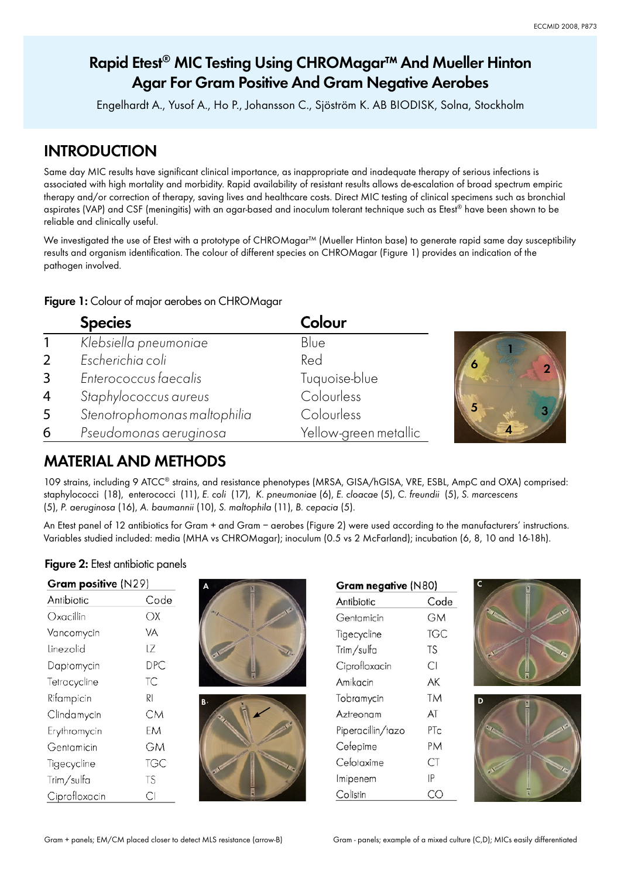# Rapid Etest® MIC Testing Using CHROMagar™ And Mueller Hinton Agar For Gram Positive And Gram Negative Aerobes

Engelhardt A., Yusof A., Ho P., Johansson C., Sjöström K. AB BIODISK, Solna, Stockholm

## INTRODUCTION

Same day MIC results have significant clinical importance, as inappropriate and inadequate therapy of serious infections is associated with high mortality and morbidity. Rapid availability of resistant results allows de-escalation of broad spectrum empiric therapy and/or correction of therapy, saving lives and healthcare costs. Direct MIC testing of clinical specimens such as bronchial aspirates (VAP) and CSF (meningitis) with an agar-based and inoculum tolerant technique such as Etest® have been shown to be reliable and clinically useful.

We investigated the use of Etest with a prototype of CHROMagar™ (Mueller Hinton base) to generate rapid same day susceptibility results and organism identification. The colour of different species on CHROMagar (Figure 1) provides an indication of the pathogen involved.

**Figure 1:** Colour of major aerobes on CHROMagar

| | Species | Colour |
|---|---|---|
| 1 | *Klebsiella pneumoniae* | Blue |
| 2 | *Escherichia coli* | Red |
| 3 | *Enterococcus faecalis* | Tuquoise-blue |
| 4 | *Staphylococcus aureus* | Colourless |
| 5 | *Stenotrophomonas maltophilia* | Colourless |
| 6 | *Pseudomonas aeruginosa* | Yellow-green metallic |

## MATERIAL AND METHODS

109 strains, including 9 ATCC® strains, and resistance phenotypes (MRSA, GISA/hGISA, VRE, ESBL, AmpC and OXA) comprised: staphylococci (18), enterococci (11), *E. coli* (17), *K. pneumoniae* (6), *E. cloacae* (5), *C. freundii* (5), *S. marcescens* (5), *P. aeruginosa* (16), *A. baumannii* (10), *S. maltophila* (11), *B. cepacia* (5).

An Etest panel of 12 antibiotics for Gram + and Gram − aerobes (Figure 2) were used according to the manufacturers' instructions. Variables studied included: media (MHA vs CHROMagar); inoculum (0.5 vs 2 McFarland); incubation (6, 8, 10 and 16-18h).

**Figure 2:** Etest antibiotic panels

**Gram positive** (N29)

| Antibiotic | Code |
|---|---|
| Oxacillin | OX |
| Vancomycin | VA |
| Linezolid | LZ |
| Daptomycin | DPC |
| Tetracycline | TC |
| Rifampicin | RI |
| Clindamycin | CM |
| Erythromycin | EM |
| Gentamicin | GM |
| Tigecycline | TGC |
| Trim/sulfa | TS |
| Ciprofloxacin | CI |

Gram + panels; EM/CM placed closer to detect MLS resistance (arrow-B)

**Gram negative** (N80)

| Antibiotic | Code |
|---|---|
| Gentamicin | GM |
| Tigecycline | TGC |
| Trim/sulfa | TS |
| Ciprofloxacin | CI |
| Amikacin | AK |
| Tobramycin | TM |
| Aztreonam | AT |
| Piperacillin/tazo | PTc |
| Cefepime | PM |
| Cefotaxime | CT |
| Imipenem | IP |
| Colistin | CO |

Gram - panels; example of a mixed culture (C,D); MICs easily differentiated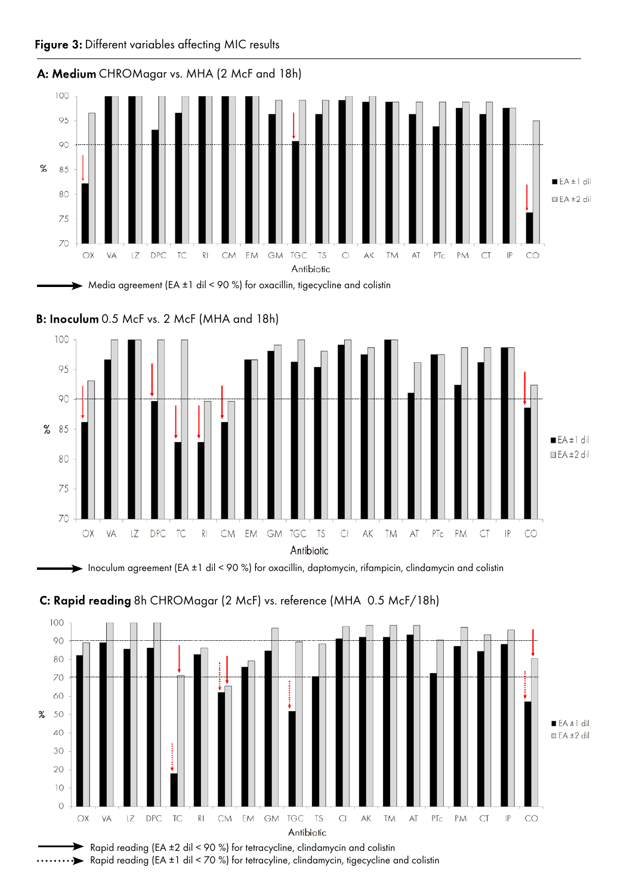**Figure 3:** Different variables affecting MIC results

**A: Medium** CHROMagar vs. MHA (2 McF and 18h)

→ Media agreement (EA ±1 dil < 90 %) for oxacillin, tigecycline and colistin

**B: Inoculum** 0.5 McF vs. 2 McF (MHA and 18h)

→ Inoculum agreement (EA ±1 dil < 90 %) for oxacillin, daptomycin, rifampicin, clindamycin and colistin

**C: Rapid reading** 8h CHROMagar (2 McF) vs. reference (MHA 0.5 McF/18h)

→ Rapid reading (EA ±2 dil < 90 %) for tetracycline, clindamycin and colistin

⋯→ Rapid reading (EA ±1 dil < 70 %) for tetracyline, clindamycin, tigecycline and colistin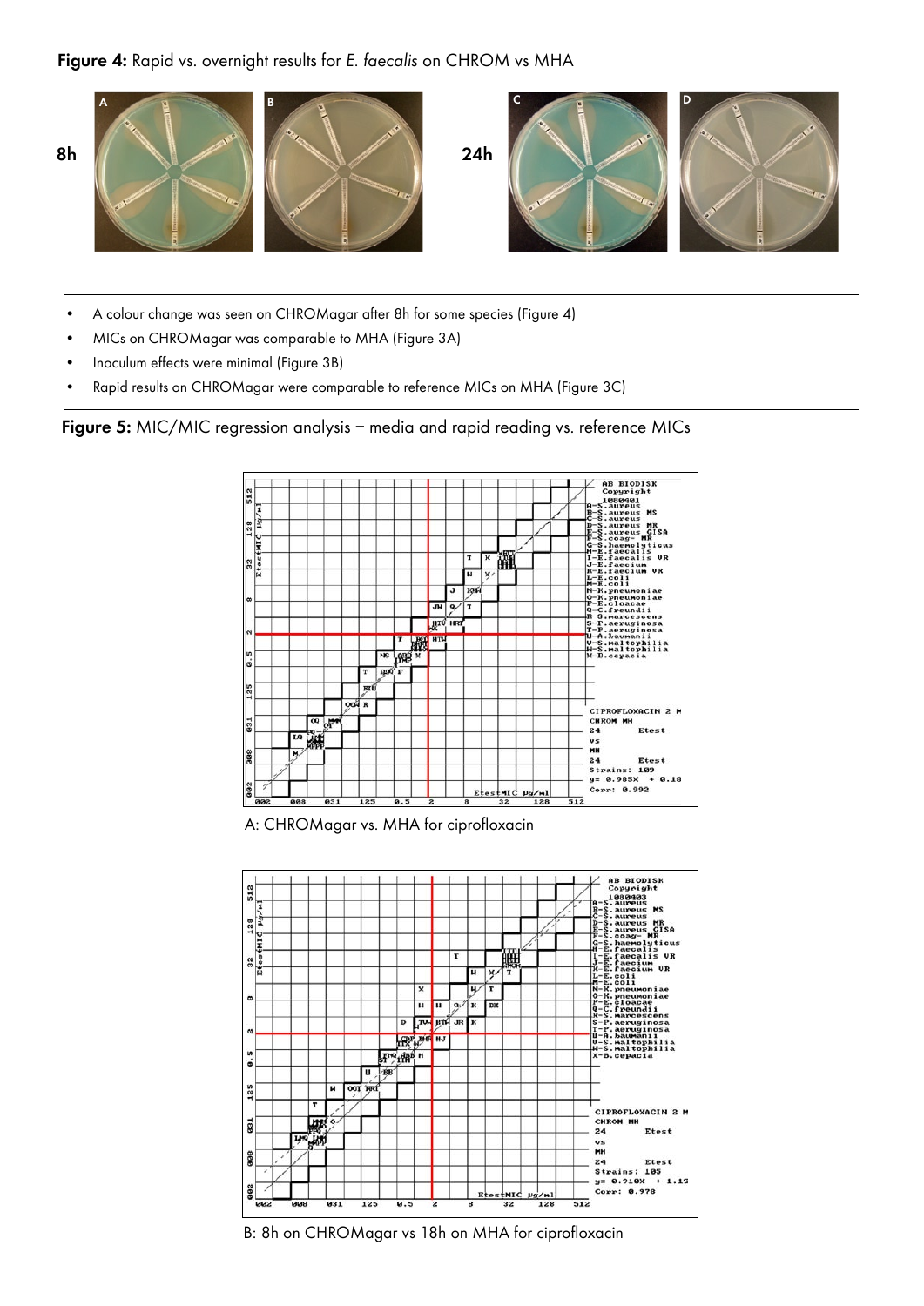**Figure 4:** Rapid vs. overnight results for *E. faecalis* on CHROM vs MHA

- A colour change was seen on CHROMagar after 8h for some species (Figure 4)
- MICs on CHROMagar was comparable to MHA (Figure 3A)
- Inoculum effects were minimal (Figure 3B)
- Rapid results on CHROMagar were comparable to reference MICs on MHA (Figure 3C)

**Figure 5:** MIC/MIC regression analysis – media and rapid reading vs. reference MICs

A: CHROMagar vs. MHA for ciprofloxacin

B: 8h on CHROMagar vs 18h on MHA for ciprofloxacin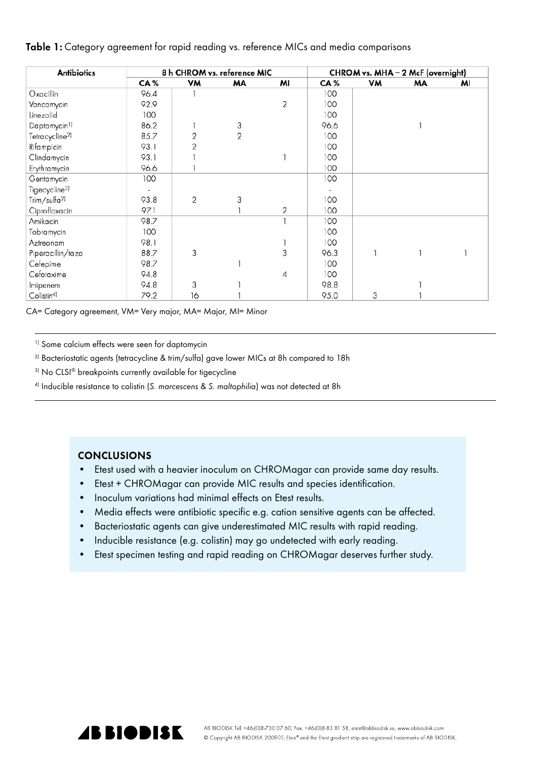**Table 1:** Category agreement for rapid reading vs. reference MICs and media comparisons

| Antibiotics | 8 h CHROM vs. reference MIC | | | | CHROM vs. MHA – 2 McF (overnight) | | | |
|---|---|---|---|---|---|---|---|---|
| | CA % | VM | MA | MI | CA % | VM | MA | MI |
| Oxacillin | 96.4 | 1 | | | 100 | | | |
| Vancomycin | 92.9 | | | 2 | 100 | | | |
| Linezolid | 100 | | | | 100 | | | |
| Daptomycin[1] | 86.2 | 1 | 3 | | 96.6 | | 1 | |
| Tetracycline[2] | 85.7 | 2 | 2 | | 100 | | | |
| Rifampicin | 93.1 | 2 | | | 100 | | | |
| Clindamycin | 93.1 | 1 | | 1 | 100 | | | |
| Erythromycin | 96.6 | 1 | | | 100 | | | |
| Gentamycin | 100 | | | | 100 | | | |
| Tigecycline[3] | - | | | | - | | | |
| Trim/sulfa[2] | 93.8 | 2 | 3 | | 100 | | | |
| Ciprofloxacin | 97.1 | | 1 | 2 | 100 | | | |
| Amikacin | 98.7 | | | 1 | 100 | | | |
| Tobramycin | 100 | | | | 100 | | | |
| Aztreonam | 98.1 | | | 1 | 100 | | | |
| Piperacillin/tazo | 88.7 | 3 | | 3 | 96.3 | 1 | 1 | 1 |
| Cefepime | 98.7 | | 1 | | 100 | | | |
| Cefotaxime | 94.8 | | | 4 | 100 | | | |
| Imipenem | 94.8 | 3 | 1 | | 98.8 | | 1 | |
| Colistin[4] | 79.2 | 16 | 1 | | 95.0 | 3 | 1 | |

CA= Category agreement, VM= Very major, MA= Major, MI= Minor

[1] Some calcium effects were seen for daptomycin

[2] Bacteriostatic agents (tetracycline & trim/sulfa) gave lower MICs at 8h compared to 18h

[3] No CLSI® breakpoints currently available for tigecycline

[4] Inducible resistance to colistin (*S. marcescens* & *S. maltophilia*) was not detected at 8h

## CONCLUSIONS

- Etest used with a heavier inoculum on CHROMagar can provide same day results.
- Etest + CHROMagar can provide MIC results and species identification.
- Inoculum variations had minimal effects on Etest results.
- Media effects were antibiotic specific e.g. cation sensitive agents can be affected.
- Bacteriostatic agents can give underestimated MIC results with rapid reading.
- Inducible resistance (e.g. colistin) may go undetected with early reading.
- Etest specimen testing and rapid reading on CHROMagar deserves further study.

AB BIODISK

AB BIODISK Tel. +46-(0)8-730 07 60, Fax. +46-(0)8-83 81 58, etest@abbiodisk.se, www.abbiodisk.com
© Copyright AB BIODISK 2008-05, Etest® and the Etest gradient strip are registered trademarks of AB BIODISK.